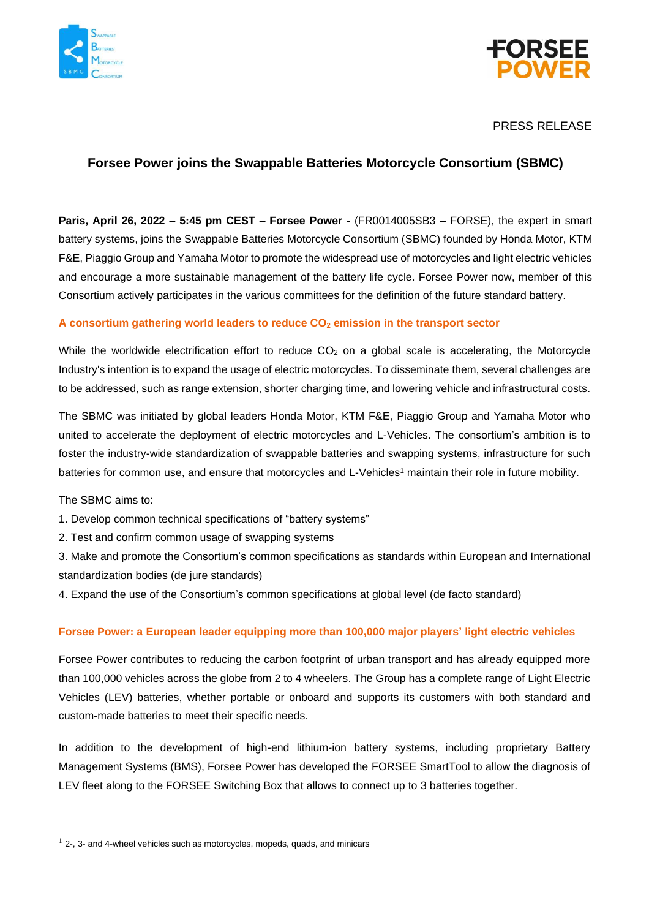PRESS RELEASE

# Forsee Power joins the Swappable Batteries Motorcycle Consortium (SBMC)

**Paris, April 26, 2022 – 5:45 pm CEST – Forsee Power** - (FR0014005SB3 – FORSE), the expert in smart battery systems, joins the Swappable Batteries Motorcycle Consortium (SBMC) founded by Honda Motor, KTM F&E, Piaggio Group and Yamaha Motor to promote the widespread use of motorcycles and light electric vehicles and encourage a more sustainable management of the battery life cycle. Forsee Power now, member of this Consortium actively participates in the various committees for the definition of the future standard battery.

## A consortium gathering world leaders to reduce $CO_2$ emission in the transport sector

While the worldwide electrification effort to reduce $CO_2$ on a global scale is accelerating, the Motorcycle Industry's intention is to expand the usage of electric motorcycles. To disseminate them, several challenges are to be addressed, such as range extension, shorter charging time, and lowering vehicle and infrastructural costs.

The SBMC was initiated by global leaders Honda Motor, KTM F&E, Piaggio Group and Yamaha Motor who united to accelerate the deployment of electric motorcycles and L-Vehicles. The consortium's ambition is to foster the industry-wide standardization of swappable batteries and swapping systems, infrastructure for such batteries for common use, and ensure that motorcycles and L-Vehicles[1] maintain their role in future mobility.

The SBMC aims to:

1. Develop common technical specifications of "battery systems"
2. Test and confirm common usage of swapping systems
3. Make and promote the Consortium's common specifications as standards within European and International standardization bodies (de jure standards)
4. Expand the use of the Consortium's common specifications at global level (de facto standard)

## Forsee Power: a European leader equipping more than 100,000 major players' light electric vehicles

Forsee Power contributes to reducing the carbon footprint of urban transport and has already equipped more than 100,000 vehicles across the globe from 2 to 4 wheelers. The Group has a complete range of Light Electric Vehicles (LEV) batteries, whether portable or onboard and supports its customers with both standard and custom-made batteries to meet their specific needs.

In addition to the development of high-end lithium-ion battery systems, including proprietary Battery Management Systems (BMS), Forsee Power has developed the FORSEE SmartTool to allow the diagnosis of LEV fleet along to the FORSEE Switching Box that allows to connect up to 3 batteries together.

---

[1] 2-, 3- and 4-wheel vehicles such as motorcycles, mopeds, quads, and minicars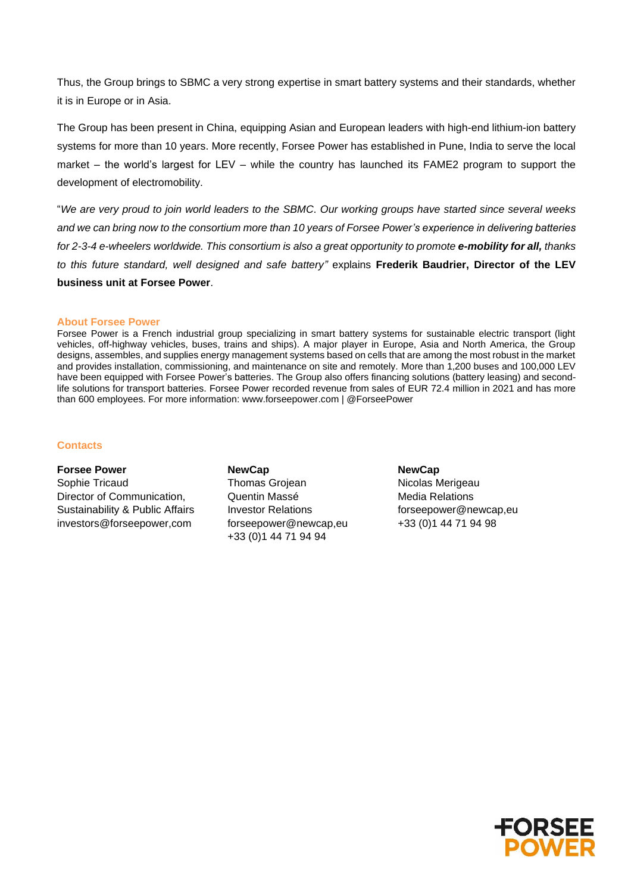Thus, the Group brings to SBMC a very strong expertise in smart battery systems and their standards, whether it is in Europe or in Asia.

The Group has been present in China, equipping Asian and European leaders with high-end lithium-ion battery systems for more than 10 years. More recently, Forsee Power has established in Pune, India to serve the local market – the world's largest for LEV – while the country has launched its FAME2 program to support the development of electromobility.

"*We are very proud to join world leaders to the SBMC. Our working groups have started since several weeks and we can bring now to the consortium more than 10 years of Forsee Power's experience in delivering batteries for 2-3-4 e-wheelers worldwide. This consortium is also a great opportunity to promote* ***e-mobility for all,*** *thanks to this future standard, well designed and safe battery"* explains **Frederik Baudrier, Director of the LEV business unit at Forsee Power**.

### About Forsee Power

Forsee Power is a French industrial group specializing in smart battery systems for sustainable electric transport (light vehicles, off-highway vehicles, buses, trains and ships). A major player in Europe, Asia and North America, the Group designs, assembles, and supplies energy management systems based on cells that are among the most robust in the market and provides installation, commissioning, and maintenance on site and remotely. More than 1,200 buses and 100,000 LEV have been equipped with Forsee Power's batteries. The Group also offers financing solutions (battery leasing) and second-life solutions for transport batteries. Forsee Power recorded revenue from sales of EUR 72.4 million in 2021 and has more than 600 employees. For more information: www.forseepower.com | @ForseePower

### Contacts

**Forsee Power**
Sophie Tricaud
Director of Communication, Sustainability & Public Affairs
investors@forseepower,com

**NewCap**
Thomas Grojean
Quentin Massé
Investor Relations
forseepower@newcap,eu
+33 (0)1 44 71 94 94

**NewCap**
Nicolas Merigeau
Media Relations
forseepower@newcap,eu
+33 (0)1 44 71 94 98